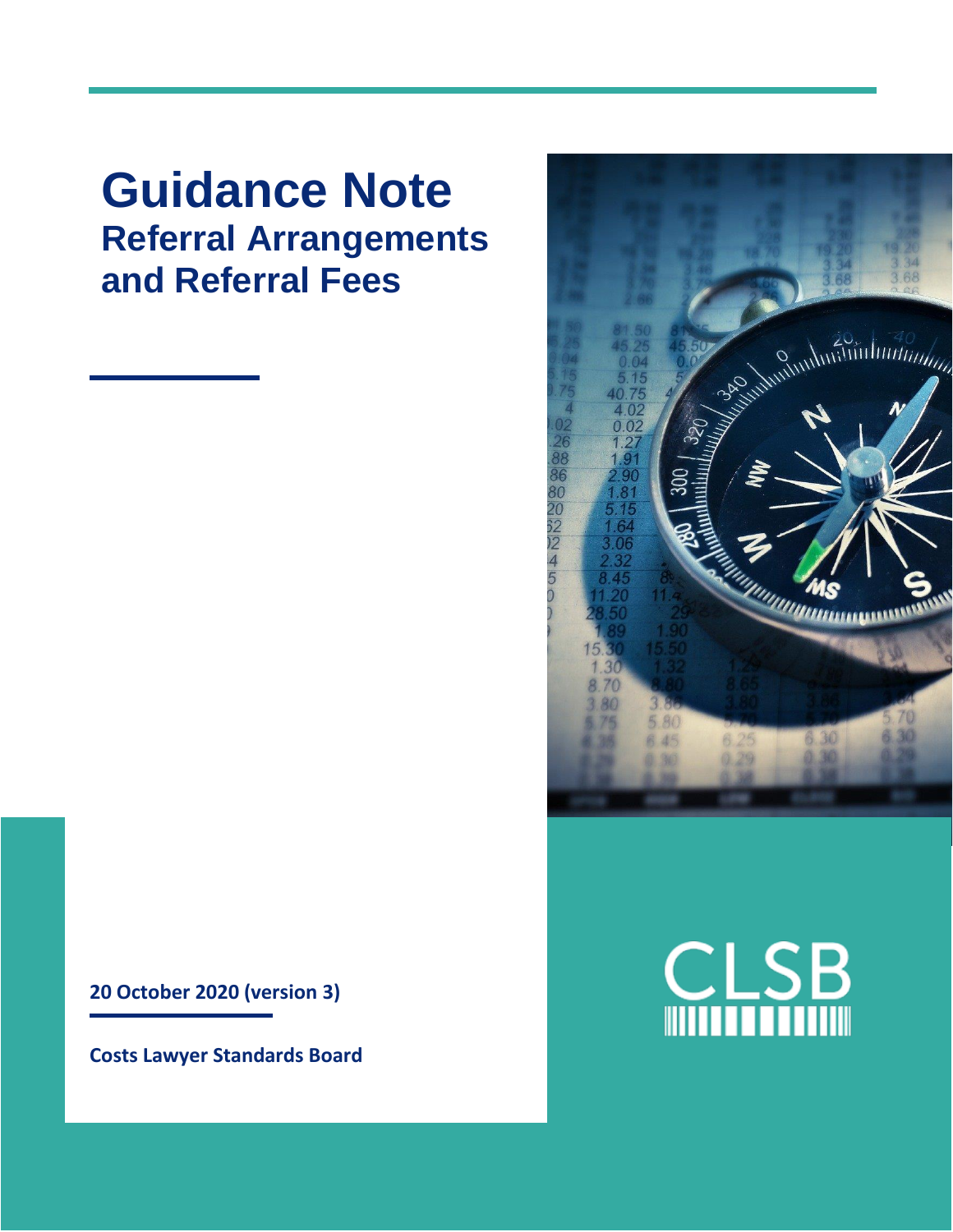# Guidance Note

## Referral Arrangements and Referral Fees

**20 October 2020 (version 3)**

**Costs Lawyer Standards Board**

CLSB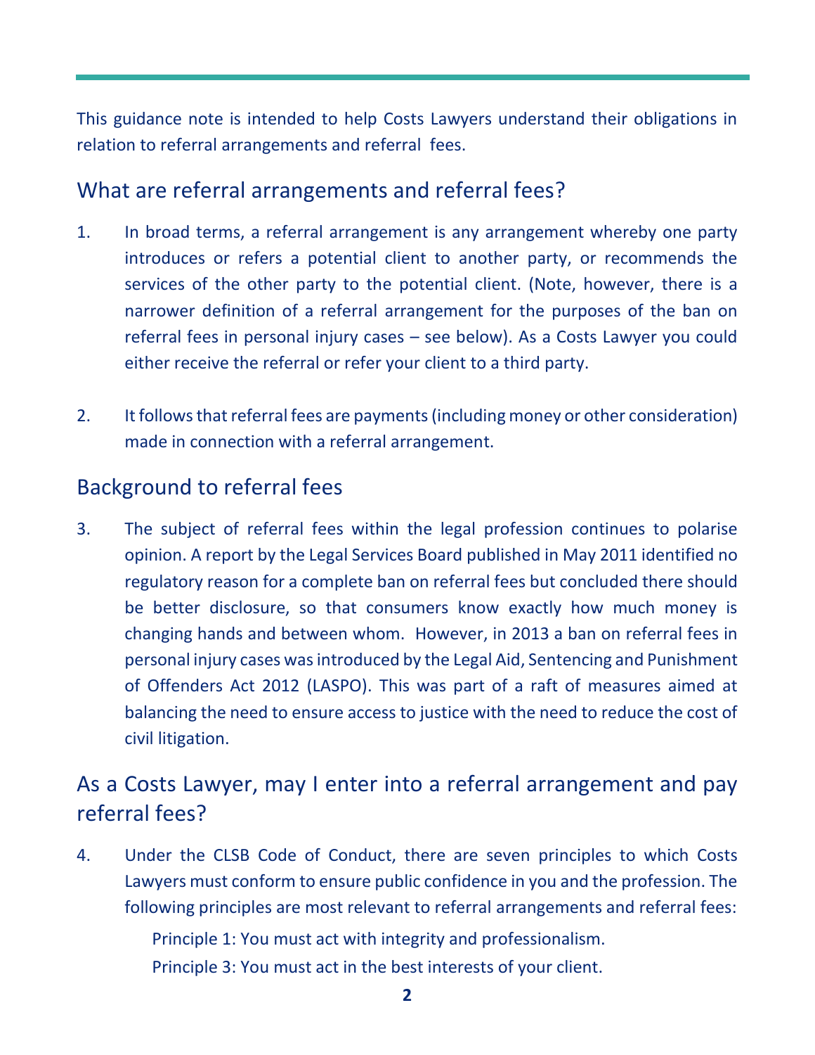This guidance note is intended to help Costs Lawyers understand their obligations in relation to referral arrangements and referral fees.

## What are referral arrangements and referral fees?

1. In broad terms, a referral arrangement is any arrangement whereby one party introduces or refers a potential client to another party, or recommends the services of the other party to the potential client. (Note, however, there is a narrower definition of a referral arrangement for the purposes of the ban on referral fees in personal injury cases – see below). As a Costs Lawyer you could either receive the referral or refer your client to a third party.

2. It follows that referral fees are payments (including money or other consideration) made in connection with a referral arrangement.

## Background to referral fees

3. The subject of referral fees within the legal profession continues to polarise opinion. A report by the Legal Services Board published in May 2011 identified no regulatory reason for a complete ban on referral fees but concluded there should be better disclosure, so that consumers know exactly how much money is changing hands and between whom. However, in 2013 a ban on referral fees in personal injury cases was introduced by the Legal Aid, Sentencing and Punishment of Offenders Act 2012 (LASPO). This was part of a raft of measures aimed at balancing the need to ensure access to justice with the need to reduce the cost of civil litigation.

## As a Costs Lawyer, may I enter into a referral arrangement and pay referral fees?

4. Under the CLSB Code of Conduct, there are seven principles to which Costs Lawyers must conform to ensure public confidence in you and the profession. The following principles are most relevant to referral arrangements and referral fees:

   Principle 1: You must act with integrity and professionalism.

   Principle 3: You must act in the best interests of your client.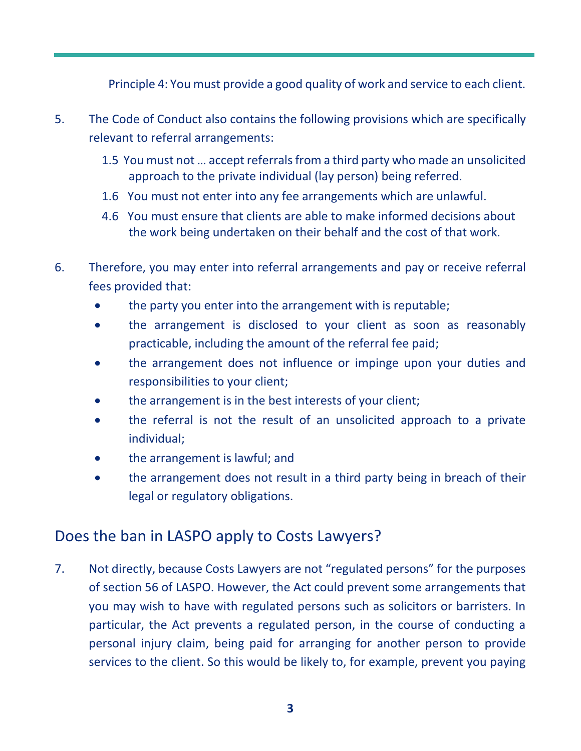Principle 4: You must provide a good quality of work and service to each client.

5. The Code of Conduct also contains the following provisions which are specifically relevant to referral arrangements:

   1.5 You must not … accept referrals from a third party who made an unsolicited approach to the private individual (lay person) being referred.

   1.6 You must not enter into any fee arrangements which are unlawful.

   4.6 You must ensure that clients are able to make informed decisions about the work being undertaken on their behalf and the cost of that work.

6. Therefore, you may enter into referral arrangements and pay or receive referral fees provided that:

   - the party you enter into the arrangement with is reputable;
   - the arrangement is disclosed to your client as soon as reasonably practicable, including the amount of the referral fee paid;
   - the arrangement does not influence or impinge upon your duties and responsibilities to your client;
   - the arrangement is in the best interests of your client;
   - the referral is not the result of an unsolicited approach to a private individual;
   - the arrangement is lawful; and
   - the arrangement does not result in a third party being in breach of their legal or regulatory obligations.

## Does the ban in LASPO apply to Costs Lawyers?

7. Not directly, because Costs Lawyers are not "regulated persons" for the purposes of section 56 of LASPO. However, the Act could prevent some arrangements that you may wish to have with regulated persons such as solicitors or barristers. In particular, the Act prevents a regulated person, in the course of conducting a personal injury claim, being paid for arranging for another person to provide services to the client. So this would be likely to, for example, prevent you paying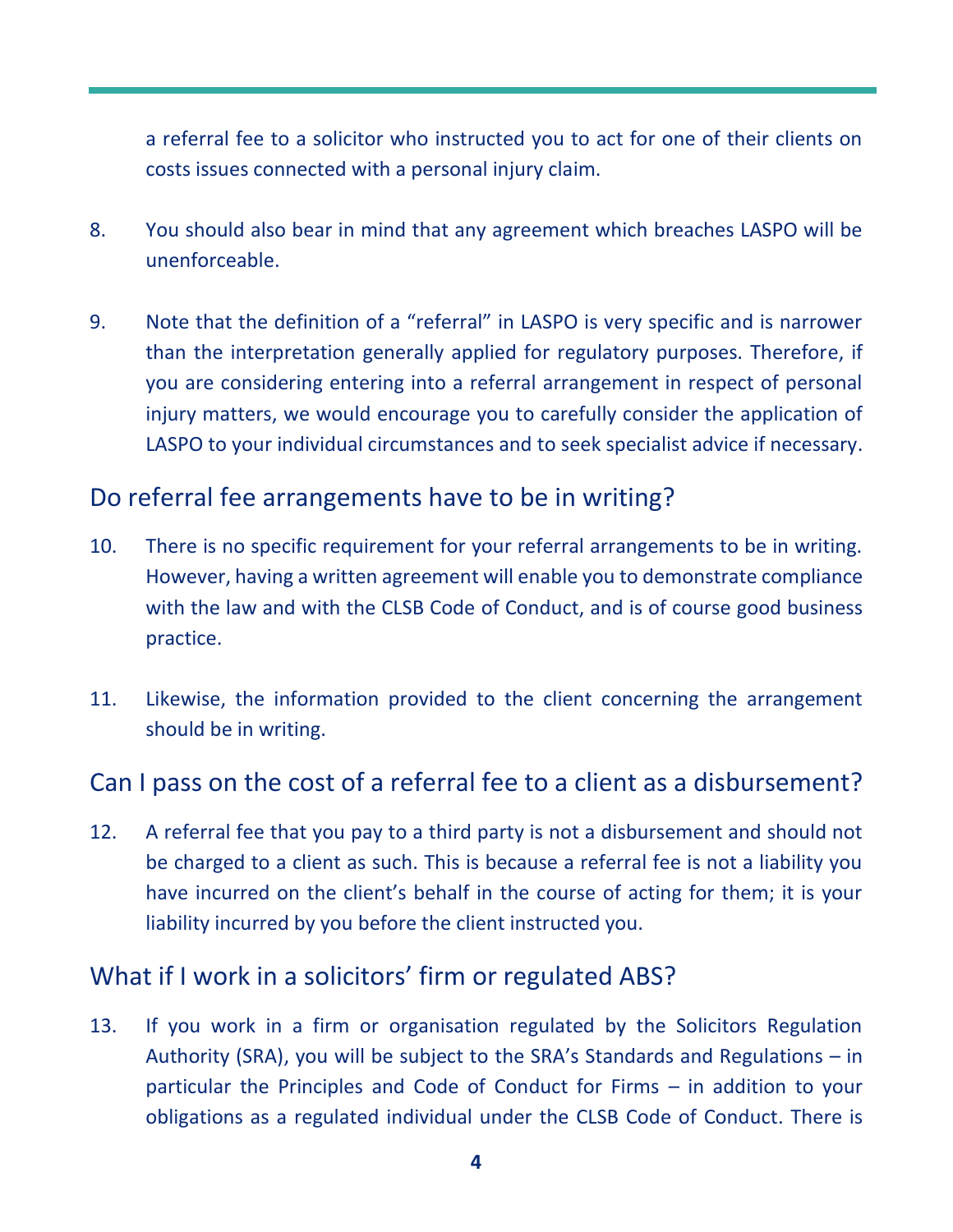a referral fee to a solicitor who instructed you to act for one of their clients on costs issues connected with a personal injury claim.

8. You should also bear in mind that any agreement which breaches LASPO will be unenforceable.

9. Note that the definition of a "referral" in LASPO is very specific and is narrower than the interpretation generally applied for regulatory purposes. Therefore, if you are considering entering into a referral arrangement in respect of personal injury matters, we would encourage you to carefully consider the application of LASPO to your individual circumstances and to seek specialist advice if necessary.

## Do referral fee arrangements have to be in writing?

10. There is no specific requirement for your referral arrangements to be in writing. However, having a written agreement will enable you to demonstrate compliance with the law and with the CLSB Code of Conduct, and is of course good business practice.

11. Likewise, the information provided to the client concerning the arrangement should be in writing.

## Can I pass on the cost of a referral fee to a client as a disbursement?

12. A referral fee that you pay to a third party is not a disbursement and should not be charged to a client as such. This is because a referral fee is not a liability you have incurred on the client's behalf in the course of acting for them; it is your liability incurred by you before the client instructed you.

## What if I work in a solicitors' firm or regulated ABS?

13. If you work in a firm or organisation regulated by the Solicitors Regulation Authority (SRA), you will be subject to the SRA's Standards and Regulations – in particular the Principles and Code of Conduct for Firms – in addition to your obligations as a regulated individual under the CLSB Code of Conduct. There is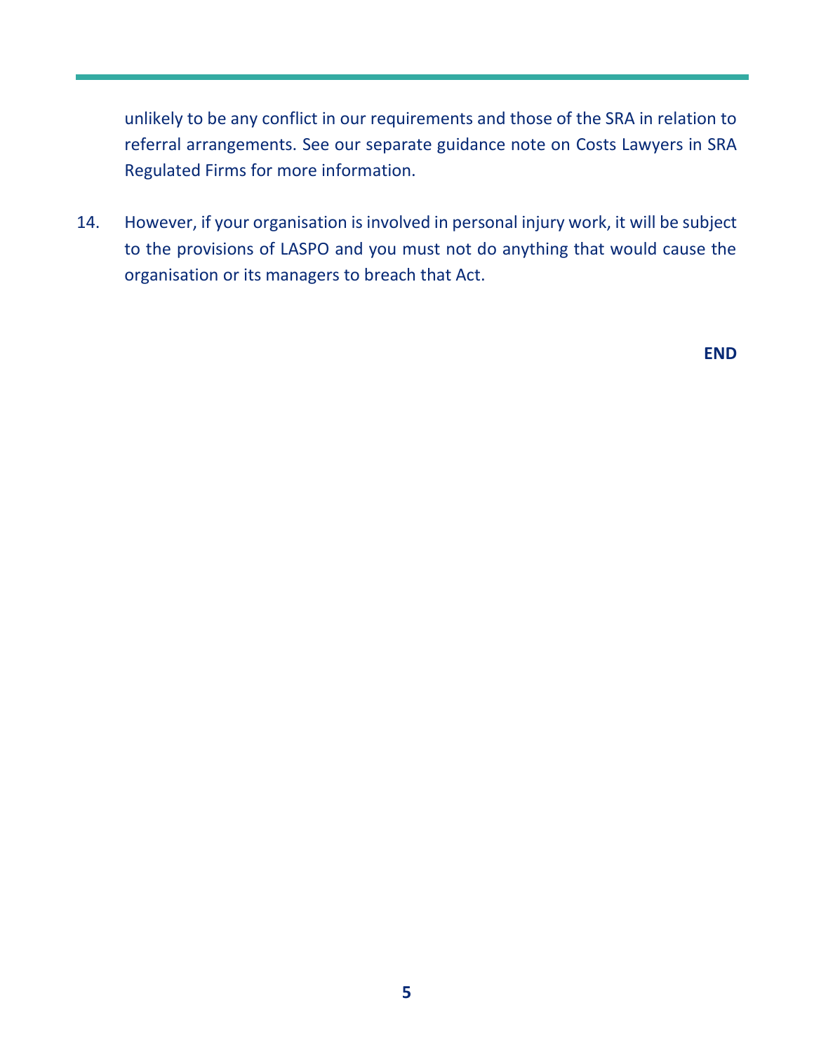unlikely to be any conflict in our requirements and those of the SRA in relation to referral arrangements. See our separate guidance note on Costs Lawyers in SRA Regulated Firms for more information.

14. However, if your organisation is involved in personal injury work, it will be subject to the provisions of LASPO and you must not do anything that would cause the organisation or its managers to breach that Act.

**END**